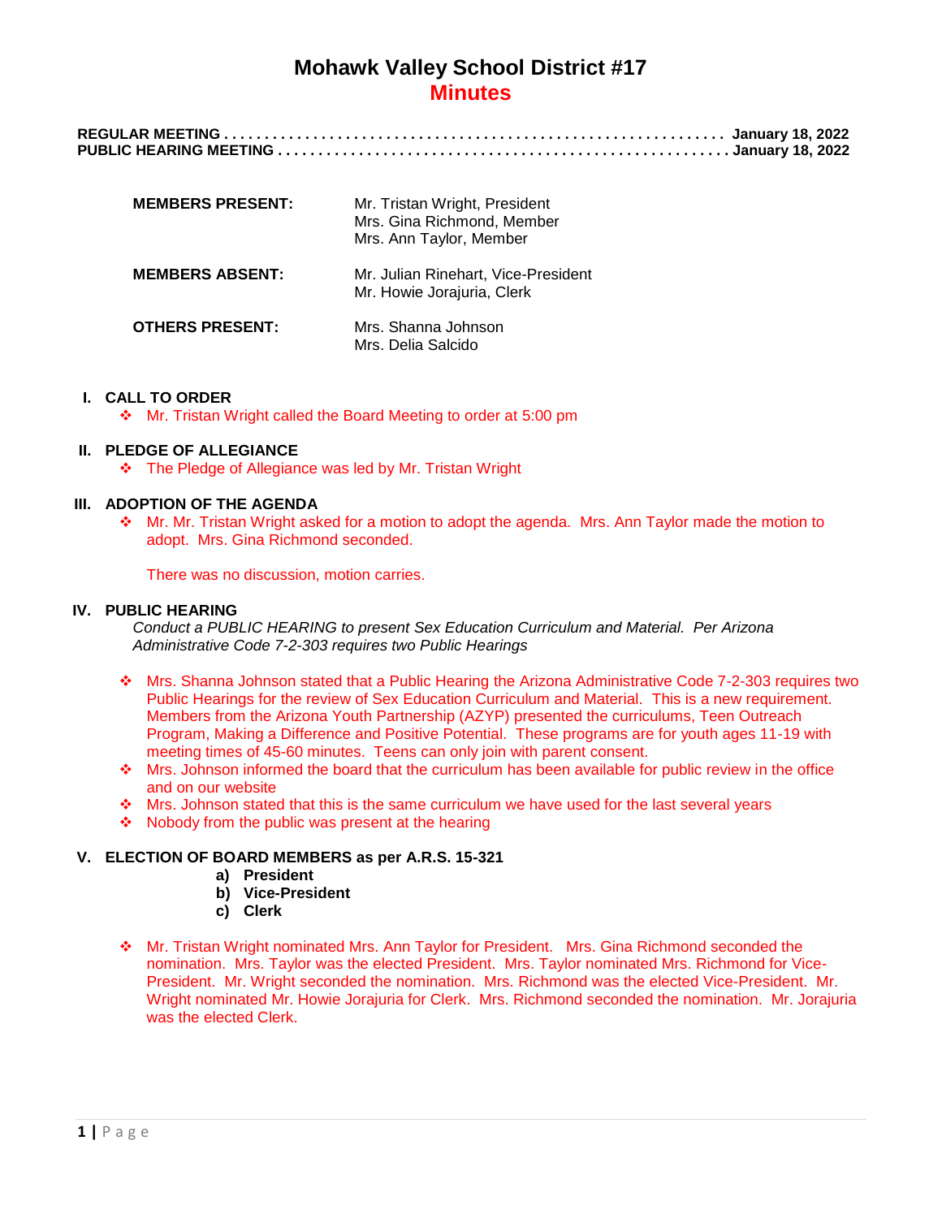# Mohawk Valley School District #17

## Minutes

**REGULAR MEETING . . . . . . . . . . . . . . . . . . . . . . . . . . . . . . . . . . . . . . . . . . . . . . . . . . . . . . . . . . . . January 18, 2022**
**PUBLIC HEARING MEETING . . . . . . . . . . . . . . . . . . . . . . . . . . . . . . . . . . . . . . . . . . . . . . . . . . . . . January 18, 2022**

| | |
|---|---|
| **MEMBERS PRESENT:** | Mr. Tristan Wright, President<br>Mrs. Gina Richmond, Member<br>Mrs. Ann Taylor, Member |
| **MEMBERS ABSENT:** | Mr. Julian Rinehart, Vice-President<br>Mr. Howie Jorajuria, Clerk |
| **OTHERS PRESENT:** | Mrs. Shanna Johnson<br>Mrs. Delia Salcido |

**I. CALL TO ORDER**

- Mr. Tristan Wright called the Board Meeting to order at 5:00 pm

**II. PLEDGE OF ALLEGIANCE**

- The Pledge of Allegiance was led by Mr. Tristan Wright

**III. ADOPTION OF THE AGENDA**

- Mr. Mr. Tristan Wright asked for a motion to adopt the agenda. Mrs. Ann Taylor made the motion to adopt. Mrs. Gina Richmond seconded.

  There was no discussion, motion carries.

**IV. PUBLIC HEARING**

*Conduct a PUBLIC HEARING to present Sex Education Curriculum and Material. Per Arizona Administrative Code 7-2-303 requires two Public Hearings*

- Mrs. Shanna Johnson stated that a Public Hearing the Arizona Administrative Code 7-2-303 requires two Public Hearings for the review of Sex Education Curriculum and Material. This is a new requirement. Members from the Arizona Youth Partnership (AZYP) presented the curriculums, Teen Outreach Program, Making a Difference and Positive Potential. These programs are for youth ages 11-19 with meeting times of 45-60 minutes. Teens can only join with parent consent.
- Mrs. Johnson informed the board that the curriculum has been available for public review in the office and on our website
- Mrs. Johnson stated that this is the same curriculum we have used for the last several years
- Nobody from the public was present at the hearing

**V. ELECTION OF BOARD MEMBERS as per A.R.S. 15-321**

a) **President**
b) **Vice-President**
c) **Clerk**

- Mr. Tristan Wright nominated Mrs. Ann Taylor for President. Mrs. Gina Richmond seconded the nomination. Mrs. Taylor was the elected President. Mrs. Taylor nominated Mrs. Richmond for Vice-President. Mr. Wright seconded the nomination. Mrs. Richmond was the elected Vice-President. Mr. Wright nominated Mr. Howie Jorajuria for Clerk. Mrs. Richmond seconded the nomination. Mr. Jorajuria was the elected Clerk.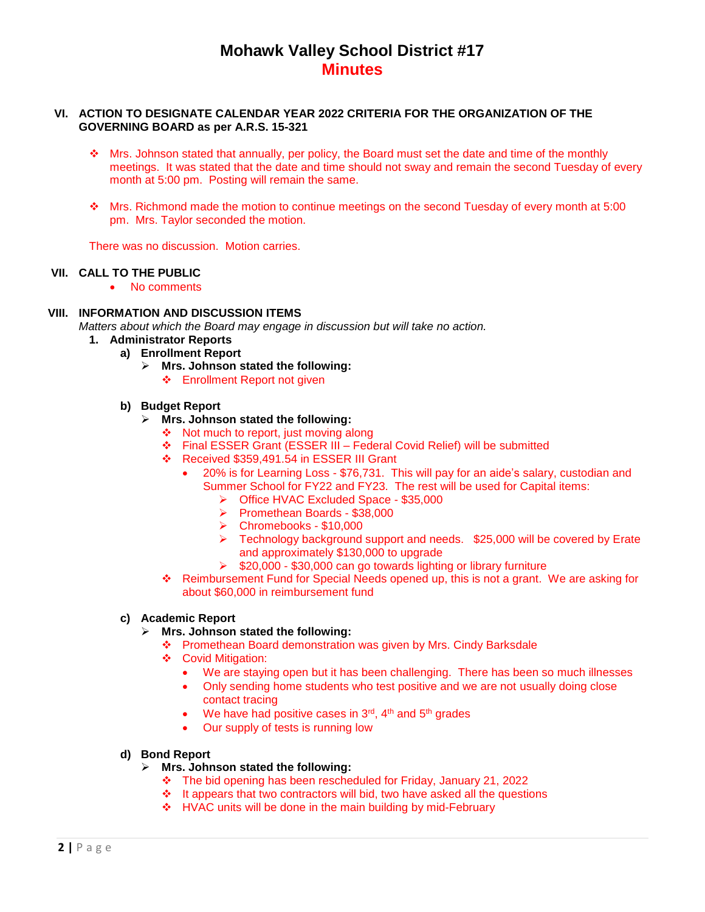# Mohawk Valley School District #17
## Minutes

**VI. ACTION TO DESIGNATE CALENDAR YEAR 2022 CRITERIA FOR THE ORGANIZATION OF THE GOVERNING BOARD as per A.R.S. 15-321**

- Mrs. Johnson stated that annually, per policy, the Board must set the date and time of the monthly meetings. It was stated that the date and time should not sway and remain the second Tuesday of every month at 5:00 pm. Posting will remain the same.

- Mrs. Richmond made the motion to continue meetings on the second Tuesday of every month at 5:00 pm. Mrs. Taylor seconded the motion.

There was no discussion. Motion carries.

**VII. CALL TO THE PUBLIC**

- No comments

**VIII. INFORMATION AND DISCUSSION ITEMS**

*Matters about which the Board may engage in discussion but will take no action.*

1. **Administrator Reports**
   - **a) Enrollment Report**
     - **Mrs. Johnson stated the following:**
       - Enrollment Report not given
   - **b) Budget Report**
     - **Mrs. Johnson stated the following:**
       - Not much to report, just moving along
       - Final ESSER Grant (ESSER III – Federal Covid Relief) will be submitted
       - Received $359,491.54 in ESSER III Grant
         - 20% is for Learning Loss - $76,731. This will pay for an aide's salary, custodian and Summer School for FY22 and FY23. The rest will be used for Capital items:
           - Office HVAC Excluded Space - $35,000
           - Promethean Boards - $38,000
           - Chromebooks - $10,000
           - Technology background support and needs. $25,000 will be covered by Erate and approximately $130,000 to upgrade
           - $20,000 - $30,000 can go towards lighting or library furniture
       - Reimbursement Fund for Special Needs opened up, this is not a grant. We are asking for about $60,000 in reimbursement fund
   - **c) Academic Report**
     - **Mrs. Johnson stated the following:**
       - Promethean Board demonstration was given by Mrs. Cindy Barksdale
       - Covid Mitigation:
         - We are staying open but it has been challenging. There has been so much illnesses
         - Only sending home students who test positive and we are not usually doing close contact tracing
         - We have had positive cases in 3rd, 4th and 5th grades
         - Our supply of tests is running low
   - **d) Bond Report**
     - **Mrs. Johnson stated the following:**
       - The bid opening has been rescheduled for Friday, January 21, 2022
       - It appears that two contractors will bid, two have asked all the questions
       - HVAC units will be done in the main building by mid-February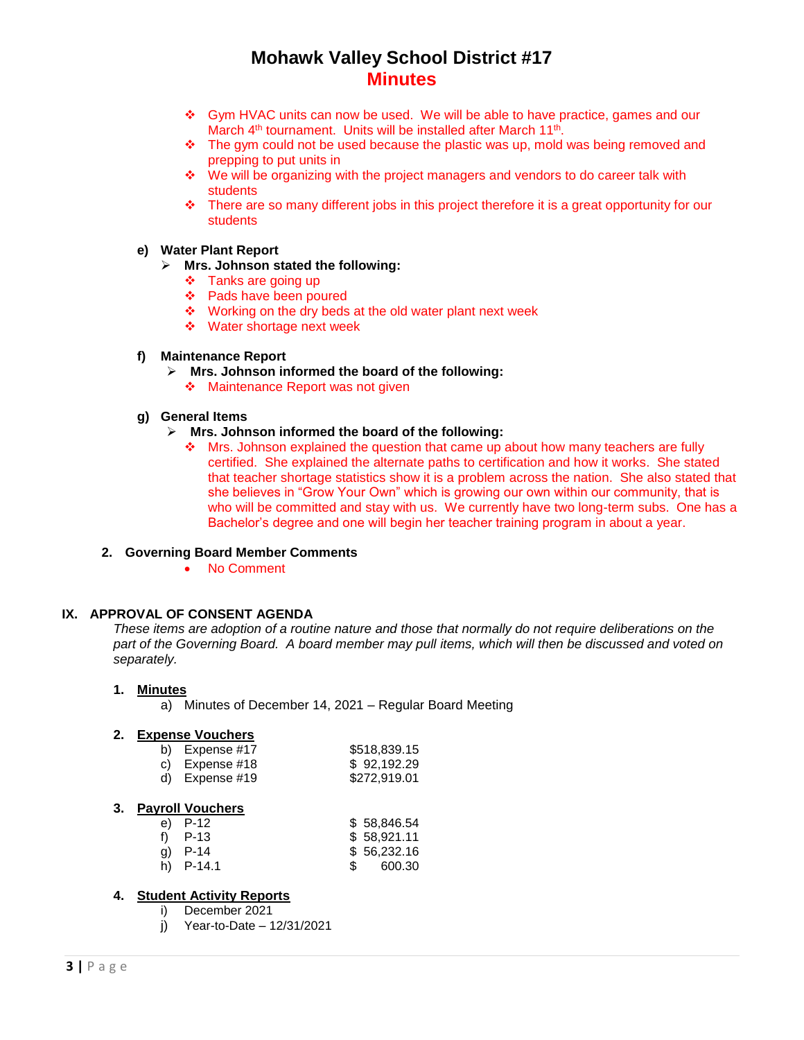- Gym HVAC units can now be used. We will be able to have practice, games and our March 4th tournament. Units will be installed after March 11th.
- The gym could not be used because the plastic was up, mold was being removed and prepping to put units in
- We will be organizing with the project managers and vendors to do career talk with students
- There are so many different jobs in this project therefore it is a great opportunity for our students

**e) Water Plant Report**

- **Mrs. Johnson stated the following:**
  - Tanks are going up
  - Pads have been poured
  - Working on the dry beds at the old water plant next week
  - Water shortage next week

**f) Maintenance Report**

- **Mrs. Johnson informed the board of the following:**
  - Maintenance Report was not given

**g) General Items**

- **Mrs. Johnson informed the board of the following:**
  - Mrs. Johnson explained the question that came up about how many teachers are fully certified. She explained the alternate paths to certification and how it works. She stated that teacher shortage statistics show it is a problem across the nation. She also stated that she believes in "Grow Your Own" which is growing our own within our community, that is who will be committed and stay with us. We currently have two long-term subs. One has a Bachelor's degree and one will begin her teacher training program in about a year.

**2. Governing Board Member Comments**

- No Comment

## IX. APPROVAL OF CONSENT AGENDA

*These items are adoption of a routine nature and those that normally do not require deliberations on the part of the Governing Board. A board member may pull items, which will then be discussed and voted on separately.*

**1. Minutes**

a) Minutes of December 14, 2021 – Regular Board Meeting

**2. Expense Vouchers**

| | | |
|---|---|---|
| b) | Expense #17 | $518,839.15 |
| c) | Expense #18 | $ 92,192.29 |
| d) | Expense #19 | $272,919.01 |

**3. Payroll Vouchers**

| | | |
|---|---|---|
| e) | P-12 | $ 58,846.54 |
| f) | P-13 | $ 58,921.11 |
| g) | P-14 | $ 56,232.16 |
| h) | P-14.1 | $ 600.30 |

**4. Student Activity Reports**

i) December 2021

j) Year-to-Date – 12/31/2021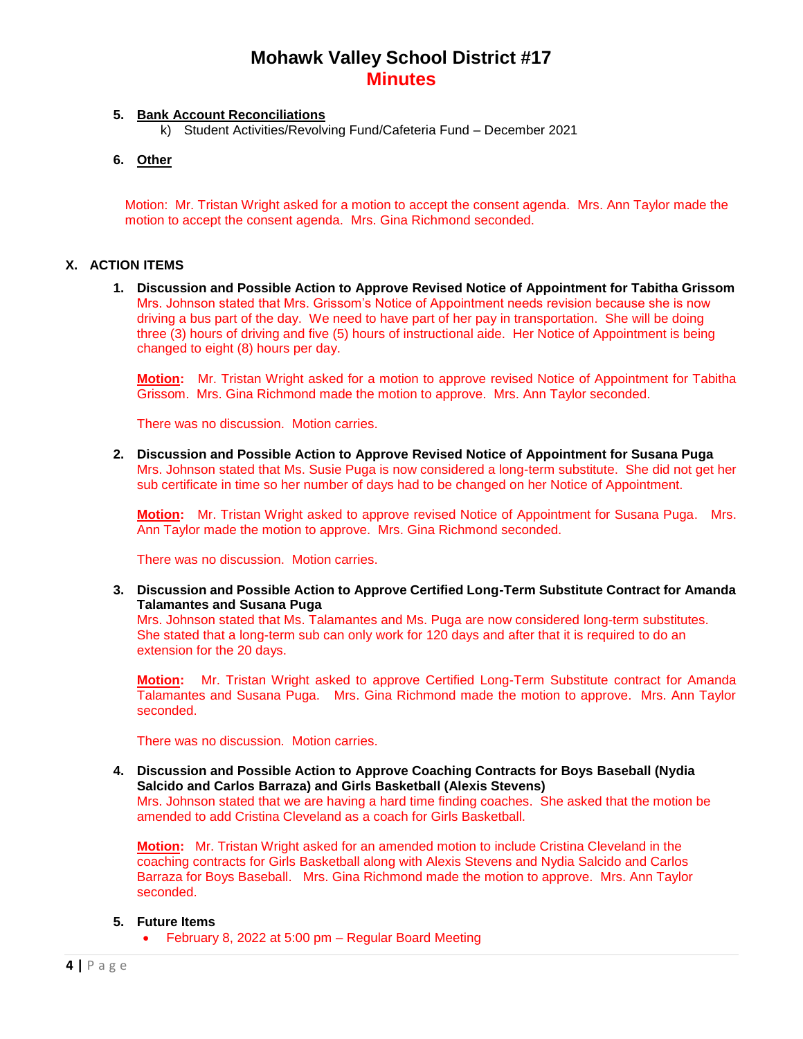# Mohawk Valley School District #17
## Minutes

5. **Bank Account Reconciliations**
   k) Student Activities/Revolving Fund/Cafeteria Fund – December 2021

6. **Other**

Motion: Mr. Tristan Wright asked for a motion to accept the consent agenda. Mrs. Ann Taylor made the motion to accept the consent agenda. Mrs. Gina Richmond seconded.

## X. ACTION ITEMS

1. **Discussion and Possible Action to Approve Revised Notice of Appointment for Tabitha Grissom**
   Mrs. Johnson stated that Mrs. Grissom's Notice of Appointment needs revision because she is now driving a bus part of the day. We need to have part of her pay in transportation. She will be doing three (3) hours of driving and five (5) hours of instructional aide. Her Notice of Appointment is being changed to eight (8) hours per day.

   **Motion:** Mr. Tristan Wright asked for a motion to approve revised Notice of Appointment for Tabitha Grissom. Mrs. Gina Richmond made the motion to approve. Mrs. Ann Taylor seconded.

   There was no discussion. Motion carries.

2. **Discussion and Possible Action to Approve Revised Notice of Appointment for Susana Puga**
   Mrs. Johnson stated that Ms. Susie Puga is now considered a long-term substitute. She did not get her sub certificate in time so her number of days had to be changed on her Notice of Appointment.

   **Motion:** Mr. Tristan Wright asked to approve revised Notice of Appointment for Susana Puga. Mrs. Ann Taylor made the motion to approve. Mrs. Gina Richmond seconded.

   There was no discussion. Motion carries.

3. **Discussion and Possible Action to Approve Certified Long-Term Substitute Contract for Amanda Talamantes and Susana Puga**
   Mrs. Johnson stated that Ms. Talamantes and Ms. Puga are now considered long-term substitutes. She stated that a long-term sub can only work for 120 days and after that it is required to do an extension for the 20 days.

   **Motion:** Mr. Tristan Wright asked to approve Certified Long-Term Substitute contract for Amanda Talamantes and Susana Puga. Mrs. Gina Richmond made the motion to approve. Mrs. Ann Taylor seconded.

   There was no discussion. Motion carries.

4. **Discussion and Possible Action to Approve Coaching Contracts for Boys Baseball (Nydia Salcido and Carlos Barraza) and Girls Basketball (Alexis Stevens)**
   Mrs. Johnson stated that we are having a hard time finding coaches. She asked that the motion be amended to add Cristina Cleveland as a coach for Girls Basketball.

   **Motion:** Mr. Tristan Wright asked for an amended motion to include Cristina Cleveland in the coaching contracts for Girls Basketball along with Alexis Stevens and Nydia Salcido and Carlos Barraza for Boys Baseball. Mrs. Gina Richmond made the motion to approve. Mrs. Ann Taylor seconded.

5. **Future Items**
   - February 8, 2022 at 5:00 pm – Regular Board Meeting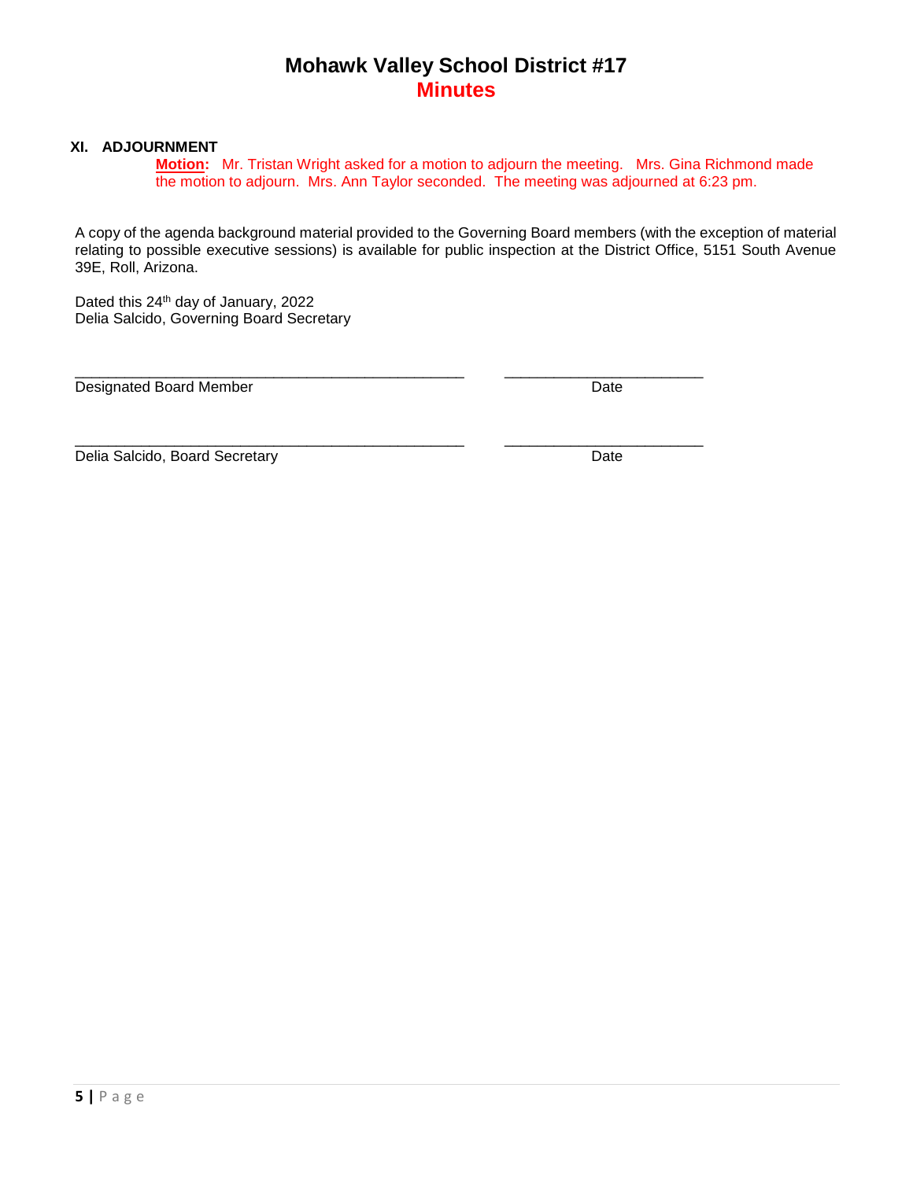# Mohawk Valley School District #17
## Minutes

**XI. ADJOURNMENT**

**Motion:** Mr. Tristan Wright asked for a motion to adjourn the meeting. Mrs. Gina Richmond made the motion to adjourn. Mrs. Ann Taylor seconded. The meeting was adjourned at 6:23 pm.

A copy of the agenda background material provided to the Governing Board members (with the exception of material relating to possible executive sessions) is available for public inspection at the District Office, 5151 South Avenue 39E, Roll, Arizona.

Dated this 24th day of January, 2022
Delia Salcido, Governing Board Secretary

_______________________________________________ _______________________
Designated Board Member Date

_______________________________________________ _______________________
Delia Salcido, Board Secretary Date